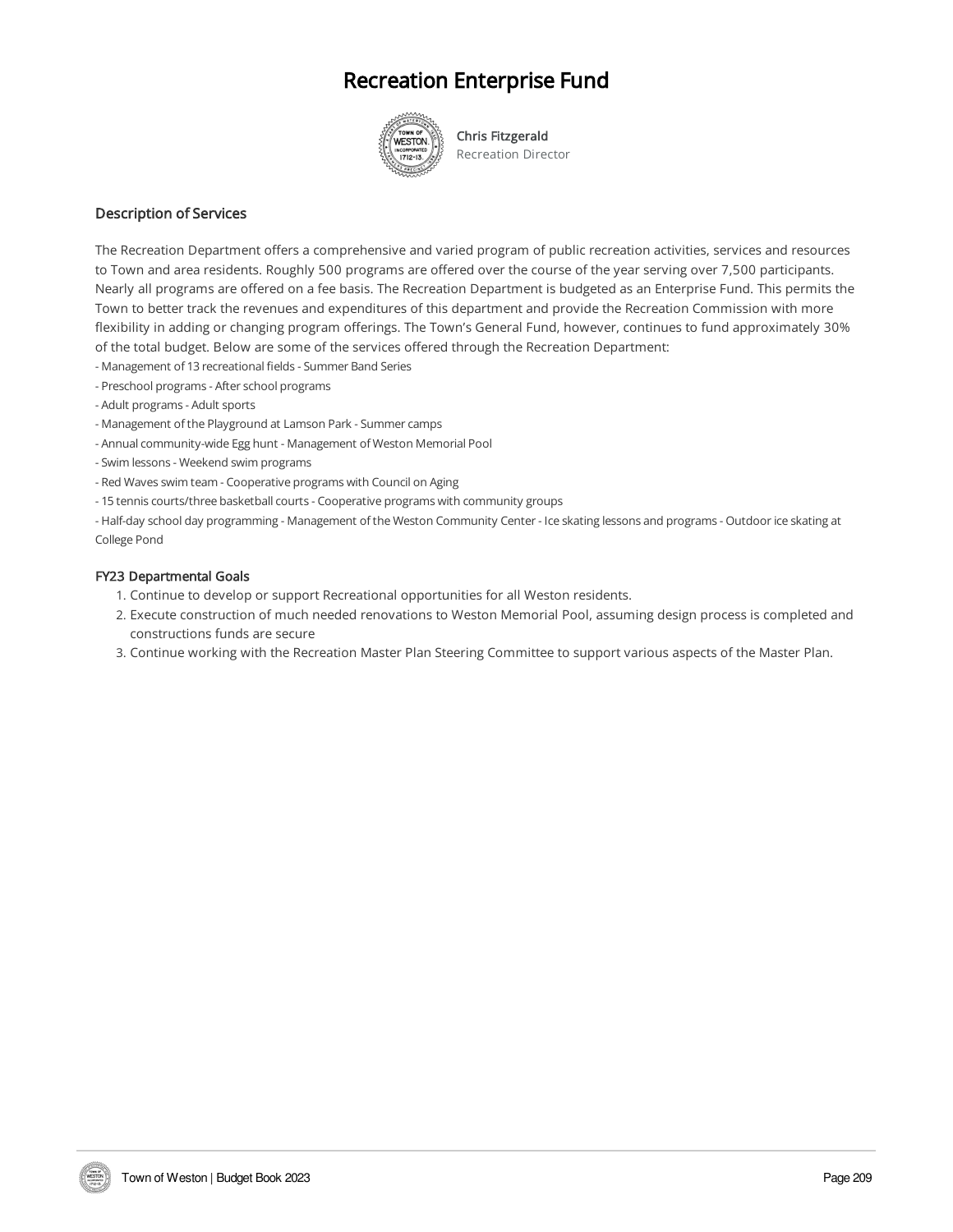# Recreation Enterprise Fund

**Chris Fitzgerald**
Recreation Director

## Description of Services

The Recreation Department offers a comprehensive and varied program of public recreation activities, services and resources to Town and area residents. Roughly 500 programs are offered over the course of the year serving over 7,500 participants. Nearly all programs are offered on a fee basis. The Recreation Department is budgeted as an Enterprise Fund. This permits the Town to better track the revenues and expenditures of this department and provide the Recreation Commission with more flexibility in adding or changing program offerings. The Town's General Fund, however, continues to fund approximately 30% of the total budget. Below are some of the services offered through the Recreation Department:

- Management of 13 recreational fields - Summer Band Series
- Preschool programs - After school programs
- Adult programs - Adult sports
- Management of the Playground at Lamson Park - Summer camps
- Annual community-wide Egg hunt - Management of Weston Memorial Pool
- Swim lessons - Weekend swim programs
- Red Waves swim team - Cooperative programs with Council on Aging
- 15 tennis courts/three basketball courts - Cooperative programs with community groups
- Half-day school day programming - Management of the Weston Community Center - Ice skating lessons and programs - Outdoor ice skating at College Pond

### FY23 Departmental Goals

1. Continue to develop or support Recreational opportunities for all Weston residents.
2. Execute construction of much needed renovations to Weston Memorial Pool, assuming design process is completed and constructions funds are secure
3. Continue working with the Recreation Master Plan Steering Committee to support various aspects of the Master Plan.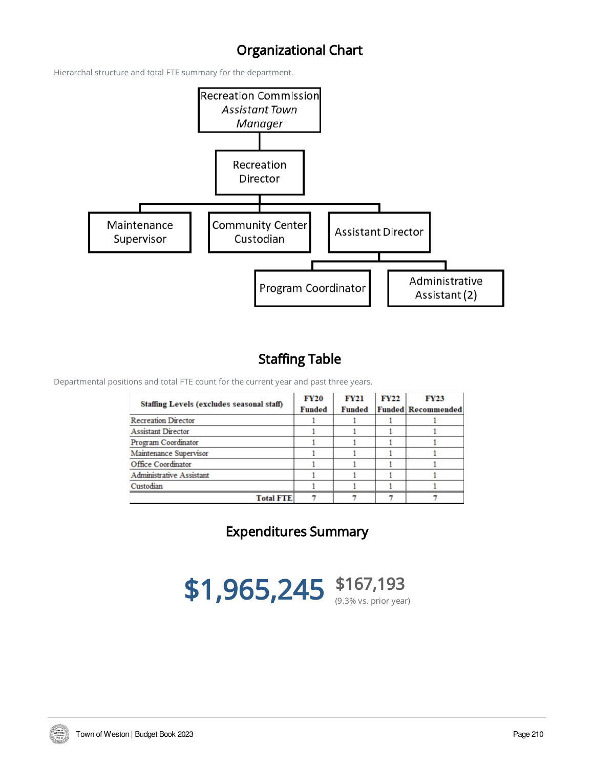## Organizational Chart

Hierarchal structure and total FTE summary for the department.

- Recreation Commission *Assistant Town Manager*
  - Recreation Director
    - Maintenance Supervisor
    - Community Center Custodian
    - Assistant Director
      - Program Coordinator
      - Administrative Assistant (2)

## Staffing Table

Departmental positions and total FTE count for the current year and past three years.

| Staffing Levels (excludes seasonal staff) | FY20 Funded | FY21 Funded | FY22 Funded | FY23 Recommended |
|---|---|---|---|---|
| Recreation Director | 1 | 1 | 1 | 1 |
| Assistant Director | 1 | 1 | 1 | 1 |
| Program Coordinator | 1 | 1 | 1 | 1 |
| Maintenance Supervisor | 1 | 1 | 1 | 1 |
| Office Coordinator | 1 | 1 | 1 | 1 |
| Administrative Assistant | 1 | 1 | 1 | 1 |
| Custodian | 1 | 1 | 1 | 1 |
| **Total FTE** | 7 | 7 | 7 | 7 |

## Expenditures Summary

**$1,965,245** **$167,193**
(9.3% vs. prior year)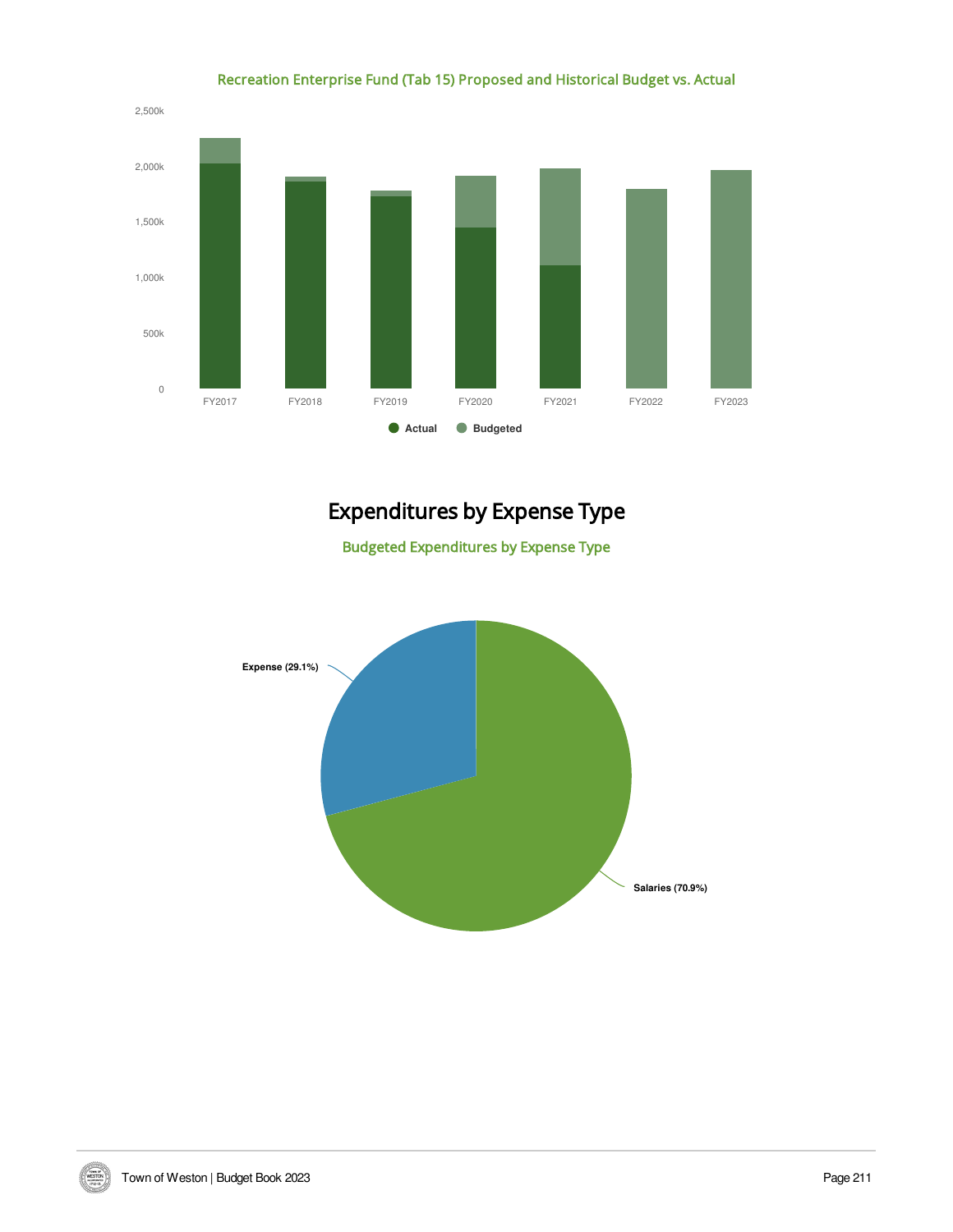Recreation Enterprise Fund (Tab 15) Proposed and Historical Budget vs. Actual

2,500k

2,000k

1,500k

1,000k

500k

0

FY2017 FY2018 FY2019 FY2020 FY2021 FY2022 FY2023

Actual Budgeted

# Expenditures by Expense Type

Budgeted Expenditures by Expense Type

Expense (29.1%)

Salaries (70.9%)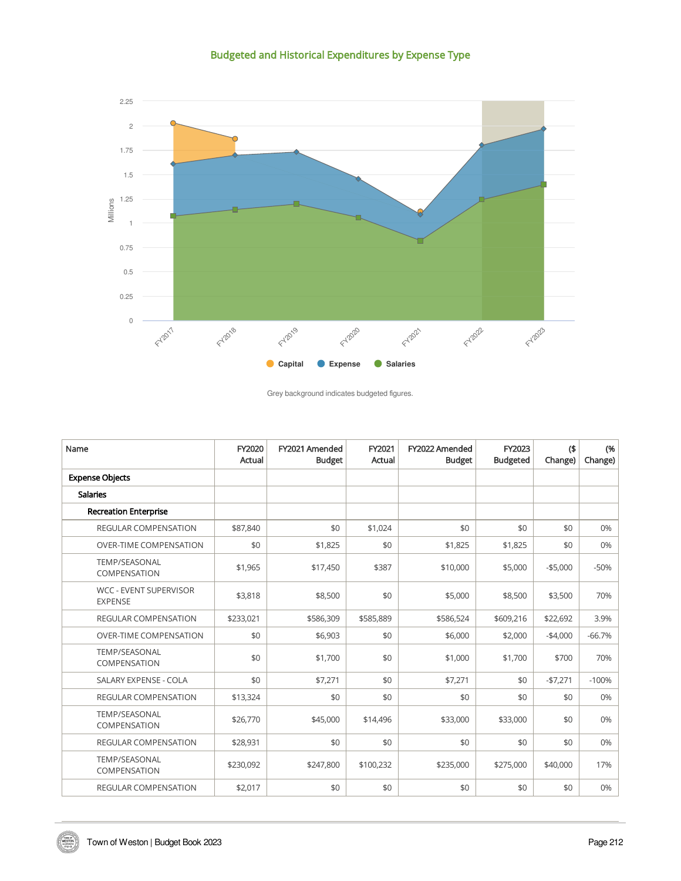## Budgeted and Historical Expenditures by Expense Type

Capital · Expense · Salaries

Grey background indicates budgeted figures.

| Name | FY2020 Actual | FY2021 Amended Budget | FY2021 Actual | FY2022 Amended Budget | FY2023 Budgeted | ($ Change) | (% Change) |
|---|---|---|---|---|---|---|---|
| **Expense Objects** | | | | | | | |
| **Salaries** | | | | | | | |
| **Recreation Enterprise** | | | | | | | |
| REGULAR COMPENSATION | $87,840 | $0 | $1,024 | $0 | $0 | $0 | 0% |
| OVER-TIME COMPENSATION | $0 | $1,825 | $0 | $1,825 | $1,825 | $0 | 0% |
| TEMP/SEASONAL COMPENSATION | $1,965 | $17,450 | $387 | $10,000 | $5,000 | -$5,000 | -50% |
| WCC - EVENT SUPERVISOR EXPENSE | $3,818 | $8,500 | $0 | $5,000 | $8,500 | $3,500 | 70% |
| REGULAR COMPENSATION | $233,021 | $586,309 | $585,889 | $586,524 | $609,216 | $22,692 | 3.9% |
| OVER-TIME COMPENSATION | $0 | $6,903 | $0 | $6,000 | $2,000 | -$4,000 | -66.7% |
| TEMP/SEASONAL COMPENSATION | $0 | $1,700 | $0 | $1,000 | $1,700 | $700 | 70% |
| SALARY EXPENSE - COLA | $0 | $7,271 | $0 | $7,271 | $0 | -$7,271 | -100% |
| REGULAR COMPENSATION | $13,324 | $0 | $0 | $0 | $0 | $0 | 0% |
| TEMP/SEASONAL COMPENSATION | $26,770 | $45,000 | $14,496 | $33,000 | $33,000 | $0 | 0% |
| REGULAR COMPENSATION | $28,931 | $0 | $0 | $0 | $0 | $0 | 0% |
| TEMP/SEASONAL COMPENSATION | $230,092 | $247,800 | $100,232 | $235,000 | $275,000 | $40,000 | 17% |
| REGULAR COMPENSATION | $2,017 | $0 | $0 | $0 | $0 | $0 | 0% |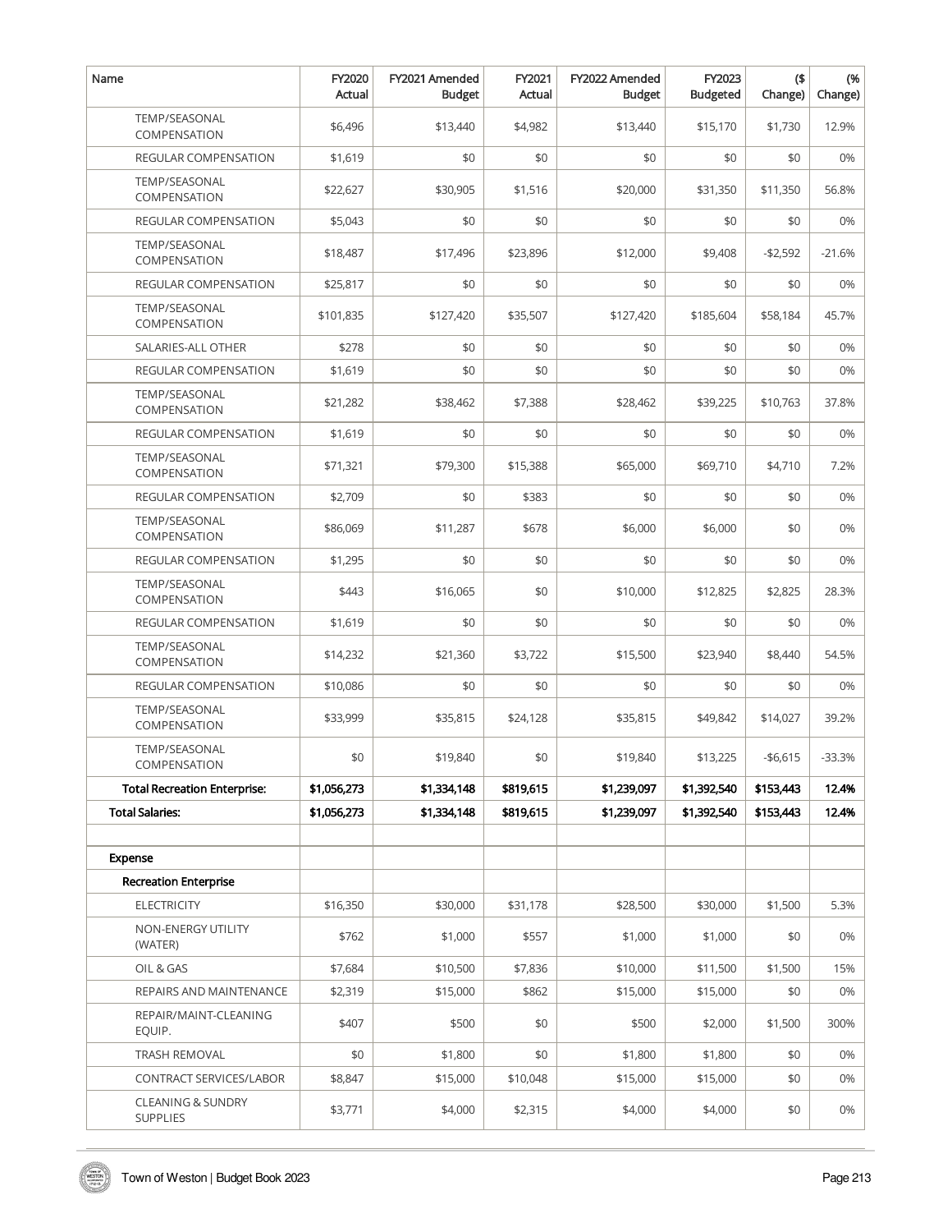| Name | FY2020 Actual | FY2021 Amended Budget | FY2021 Actual | FY2022 Amended Budget | FY2023 Budgeted | ($ Change) | (% Change) |
|---|---|---|---|---|---|---|---|
| TEMP/SEASONAL COMPENSATION | $6,496 | $13,440 | $4,982 | $13,440 | $15,170 | $1,730 | 12.9% |
| REGULAR COMPENSATION | $1,619 | $0 | $0 | $0 | $0 | $0 | 0% |
| TEMP/SEASONAL COMPENSATION | $22,627 | $30,905 | $1,516 | $20,000 | $31,350 | $11,350 | 56.8% |
| REGULAR COMPENSATION | $5,043 | $0 | $0 | $0 | $0 | $0 | 0% |
| TEMP/SEASONAL COMPENSATION | $18,487 | $17,496 | $23,896 | $12,000 | $9,408 | -$2,592 | -21.6% |
| REGULAR COMPENSATION | $25,817 | $0 | $0 | $0 | $0 | $0 | 0% |
| TEMP/SEASONAL COMPENSATION | $101,835 | $127,420 | $35,507 | $127,420 | $185,604 | $58,184 | 45.7% |
| SALARIES-ALL OTHER | $278 | $0 | $0 | $0 | $0 | $0 | 0% |
| REGULAR COMPENSATION | $1,619 | $0 | $0 | $0 | $0 | $0 | 0% |
| TEMP/SEASONAL COMPENSATION | $21,282 | $38,462 | $7,388 | $28,462 | $39,225 | $10,763 | 37.8% |
| REGULAR COMPENSATION | $1,619 | $0 | $0 | $0 | $0 | $0 | 0% |
| TEMP/SEASONAL COMPENSATION | $71,321 | $79,300 | $15,388 | $65,000 | $69,710 | $4,710 | 7.2% |
| REGULAR COMPENSATION | $2,709 | $0 | $383 | $0 | $0 | $0 | 0% |
| TEMP/SEASONAL COMPENSATION | $86,069 | $11,287 | $678 | $6,000 | $6,000 | $0 | 0% |
| REGULAR COMPENSATION | $1,295 | $0 | $0 | $0 | $0 | $0 | 0% |
| TEMP/SEASONAL COMPENSATION | $443 | $16,065 | $0 | $10,000 | $12,825 | $2,825 | 28.3% |
| REGULAR COMPENSATION | $1,619 | $0 | $0 | $0 | $0 | $0 | 0% |
| TEMP/SEASONAL COMPENSATION | $14,232 | $21,360 | $3,722 | $15,500 | $23,940 | $8,440 | 54.5% |
| REGULAR COMPENSATION | $10,086 | $0 | $0 | $0 | $0 | $0 | 0% |
| TEMP/SEASONAL COMPENSATION | $33,999 | $35,815 | $24,128 | $35,815 | $49,842 | $14,027 | 39.2% |
| TEMP/SEASONAL COMPENSATION | $0 | $19,840 | $0 | $19,840 | $13,225 | -$6,615 | -33.3% |
| **Total Recreation Enterprise:** | **$1,056,273** | **$1,334,148** | **$819,615** | **$1,239,097** | **$1,392,540** | **$153,443** | **12.4%** |
| **Total Salaries:** | **$1,056,273** | **$1,334,148** | **$819,615** | **$1,239,097** | **$1,392,540** | **$153,443** | **12.4%** |
| | | | | | | | |
| **Expense** | | | | | | | |
| **Recreation Enterprise** | | | | | | | |
| ELECTRICITY | $16,350 | $30,000 | $31,178 | $28,500 | $30,000 | $1,500 | 5.3% |
| NON-ENERGY UTILITY (WATER) | $762 | $1,000 | $557 | $1,000 | $1,000 | $0 | 0% |
| OIL & GAS | $7,684 | $10,500 | $7,836 | $10,000 | $11,500 | $1,500 | 15% |
| REPAIRS AND MAINTENANCE | $2,319 | $15,000 | $862 | $15,000 | $15,000 | $0 | 0% |
| REPAIR/MAINT-CLEANING EQUIP. | $407 | $500 | $0 | $500 | $2,000 | $1,500 | 300% |
| TRASH REMOVAL | $0 | $1,800 | $0 | $1,800 | $1,800 | $0 | 0% |
| CONTRACT SERVICES/LABOR | $8,847 | $15,000 | $10,048 | $15,000 | $15,000 | $0 | 0% |
| CLEANING & SUNDRY SUPPLIES | $3,771 | $4,000 | $2,315 | $4,000 | $4,000 | $0 | 0% |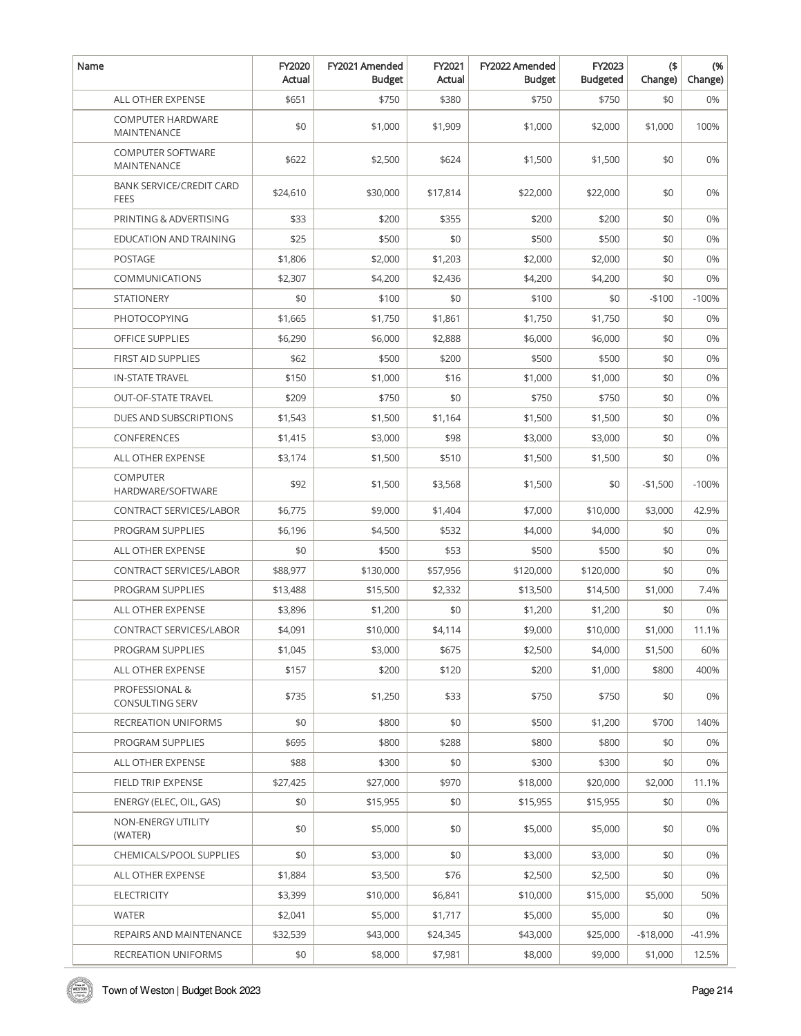| Name | FY2020 Actual | FY2021 Amended Budget | FY2021 Actual | FY2022 Amended Budget | FY2023 Budgeted | ($ Change) | (% Change) |
|---|---|---|---|---|---|---|---|
| ALL OTHER EXPENSE | $651 | $750 | $380 | $750 | $750 | $0 | 0% |
| COMPUTER HARDWARE MAINTENANCE | $0 | $1,000 | $1,909 | $1,000 | $2,000 | $1,000 | 100% |
| COMPUTER SOFTWARE MAINTENANCE | $622 | $2,500 | $624 | $1,500 | $1,500 | $0 | 0% |
| BANK SERVICE/CREDIT CARD FEES | $24,610 | $30,000 | $17,814 | $22,000 | $22,000 | $0 | 0% |
| PRINTING & ADVERTISING | $33 | $200 | $355 | $200 | $200 | $0 | 0% |
| EDUCATION AND TRAINING | $25 | $500 | $0 | $500 | $500 | $0 | 0% |
| POSTAGE | $1,806 | $2,000 | $1,203 | $2,000 | $2,000 | $0 | 0% |
| COMMUNICATIONS | $2,307 | $4,200 | $2,436 | $4,200 | $4,200 | $0 | 0% |
| STATIONERY | $0 | $100 | $0 | $100 | $0 | -$100 | -100% |
| PHOTOCOPYING | $1,665 | $1,750 | $1,861 | $1,750 | $1,750 | $0 | 0% |
| OFFICE SUPPLIES | $6,290 | $6,000 | $2,888 | $6,000 | $6,000 | $0 | 0% |
| FIRST AID SUPPLIES | $62 | $500 | $200 | $500 | $500 | $0 | 0% |
| IN-STATE TRAVEL | $150 | $1,000 | $16 | $1,000 | $1,000 | $0 | 0% |
| OUT-OF-STATE TRAVEL | $209 | $750 | $0 | $750 | $750 | $0 | 0% |
| DUES AND SUBSCRIPTIONS | $1,543 | $1,500 | $1,164 | $1,500 | $1,500 | $0 | 0% |
| CONFERENCES | $1,415 | $3,000 | $98 | $3,000 | $3,000 | $0 | 0% |
| ALL OTHER EXPENSE | $3,174 | $1,500 | $510 | $1,500 | $1,500 | $0 | 0% |
| COMPUTER HARDWARE/SOFTWARE | $92 | $1,500 | $3,568 | $1,500 | $0 | -$1,500 | -100% |
| CONTRACT SERVICES/LABOR | $6,775 | $9,000 | $1,404 | $7,000 | $10,000 | $3,000 | 42.9% |
| PROGRAM SUPPLIES | $6,196 | $4,500 | $532 | $4,000 | $4,000 | $0 | 0% |
| ALL OTHER EXPENSE | $0 | $500 | $53 | $500 | $500 | $0 | 0% |
| CONTRACT SERVICES/LABOR | $88,977 | $130,000 | $57,956 | $120,000 | $120,000 | $0 | 0% |
| PROGRAM SUPPLIES | $13,488 | $15,500 | $2,332 | $13,500 | $14,500 | $1,000 | 7.4% |
| ALL OTHER EXPENSE | $3,896 | $1,200 | $0 | $1,200 | $1,200 | $0 | 0% |
| CONTRACT SERVICES/LABOR | $4,091 | $10,000 | $4,114 | $9,000 | $10,000 | $1,000 | 11.1% |
| PROGRAM SUPPLIES | $1,045 | $3,000 | $675 | $2,500 | $4,000 | $1,500 | 60% |
| ALL OTHER EXPENSE | $157 | $200 | $120 | $200 | $1,000 | $800 | 400% |
| PROFESSIONAL & CONSULTING SERV | $735 | $1,250 | $33 | $750 | $750 | $0 | 0% |
| RECREATION UNIFORMS | $0 | $800 | $0 | $500 | $1,200 | $700 | 140% |
| PROGRAM SUPPLIES | $695 | $800 | $288 | $800 | $800 | $0 | 0% |
| ALL OTHER EXPENSE | $88 | $300 | $0 | $300 | $300 | $0 | 0% |
| FIELD TRIP EXPENSE | $27,425 | $27,000 | $970 | $18,000 | $20,000 | $2,000 | 11.1% |
| ENERGY (ELEC, OIL, GAS) | $0 | $15,955 | $0 | $15,955 | $15,955 | $0 | 0% |
| NON-ENERGY UTILITY (WATER) | $0 | $5,000 | $0 | $5,000 | $5,000 | $0 | 0% |
| CHEMICALS/POOL SUPPLIES | $0 | $3,000 | $0 | $3,000 | $3,000 | $0 | 0% |
| ALL OTHER EXPENSE | $1,884 | $3,500 | $76 | $2,500 | $2,500 | $0 | 0% |
| ELECTRICITY | $3,399 | $10,000 | $6,841 | $10,000 | $15,000 | $5,000 | 50% |
| WATER | $2,041 | $5,000 | $1,717 | $5,000 | $5,000 | $0 | 0% |
| REPAIRS AND MAINTENANCE | $32,539 | $43,000 | $24,345 | $43,000 | $25,000 | -$18,000 | -41.9% |
| RECREATION UNIFORMS | $0 | $8,000 | $7,981 | $8,000 | $9,000 | $1,000 | 12.5% |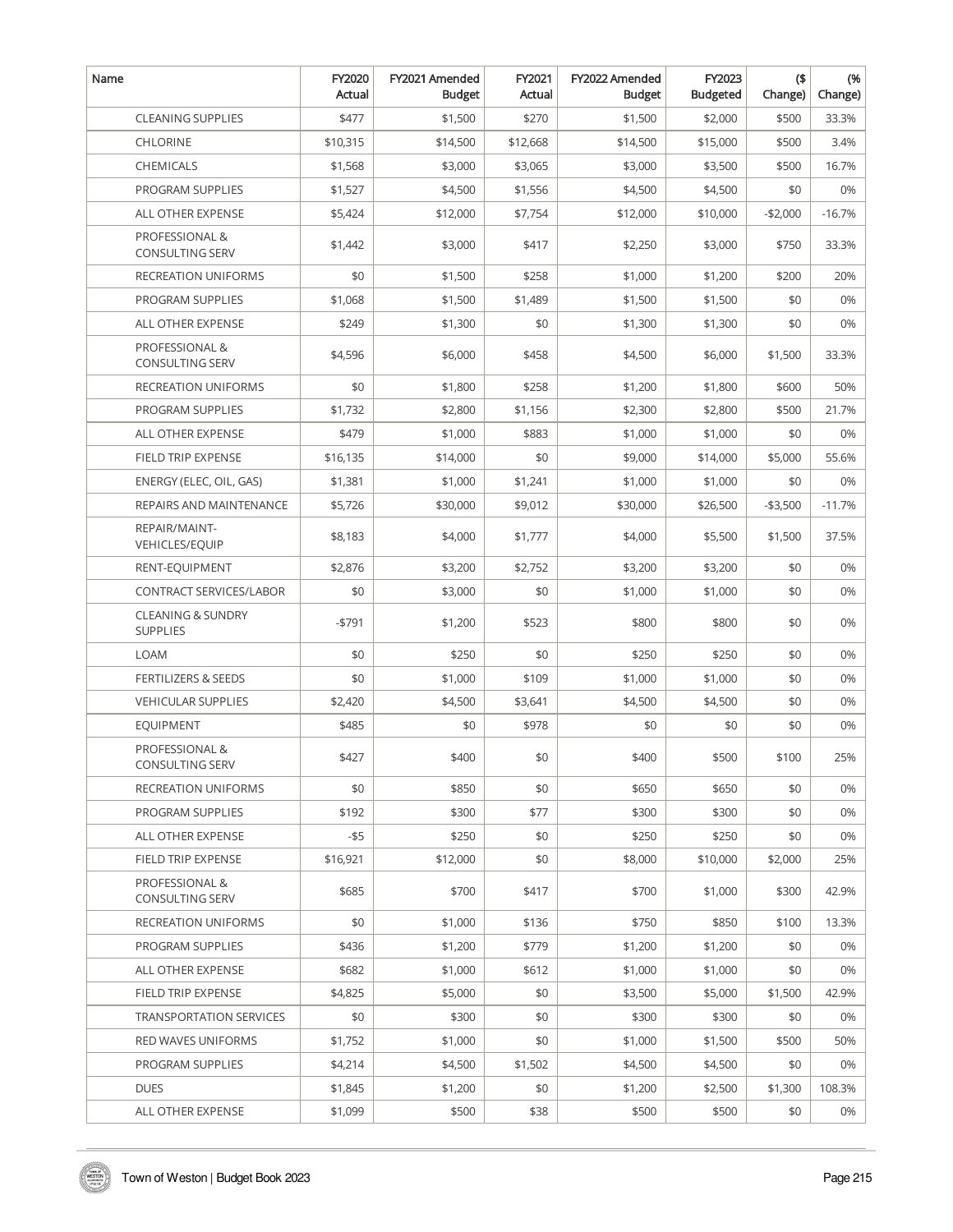| Name | FY2020 Actual | FY2021 Amended Budget | FY2021 Actual | FY2022 Amended Budget | FY2023 Budgeted | ($ Change) | (% Change) |
|---|---|---|---|---|---|---|---|
| CLEANING SUPPLIES | $477 | $1,500 | $270 | $1,500 | $2,000 | $500 | 33.3% |
| CHLORINE | $10,315 | $14,500 | $12,668 | $14,500 | $15,000 | $500 | 3.4% |
| CHEMICALS | $1,568 | $3,000 | $3,065 | $3,000 | $3,500 | $500 | 16.7% |
| PROGRAM SUPPLIES | $1,527 | $4,500 | $1,556 | $4,500 | $4,500 | $0 | 0% |
| ALL OTHER EXPENSE | $5,424 | $12,000 | $7,754 | $12,000 | $10,000 | -$2,000 | -16.7% |
| PROFESSIONAL & CONSULTING SERV | $1,442 | $3,000 | $417 | $2,250 | $3,000 | $750 | 33.3% |
| RECREATION UNIFORMS | $0 | $1,500 | $258 | $1,000 | $1,200 | $200 | 20% |
| PROGRAM SUPPLIES | $1,068 | $1,500 | $1,489 | $1,500 | $1,500 | $0 | 0% |
| ALL OTHER EXPENSE | $249 | $1,300 | $0 | $1,300 | $1,300 | $0 | 0% |
| PROFESSIONAL & CONSULTING SERV | $4,596 | $6,000 | $458 | $4,500 | $6,000 | $1,500 | 33.3% |
| RECREATION UNIFORMS | $0 | $1,800 | $258 | $1,200 | $1,800 | $600 | 50% |
| PROGRAM SUPPLIES | $1,732 | $2,800 | $1,156 | $2,300 | $2,800 | $500 | 21.7% |
| ALL OTHER EXPENSE | $479 | $1,000 | $883 | $1,000 | $1,000 | $0 | 0% |
| FIELD TRIP EXPENSE | $16,135 | $14,000 | $0 | $9,000 | $14,000 | $5,000 | 55.6% |
| ENERGY (ELEC, OIL, GAS) | $1,381 | $1,000 | $1,241 | $1,000 | $1,000 | $0 | 0% |
| REPAIRS AND MAINTENANCE | $5,726 | $30,000 | $9,012 | $30,000 | $26,500 | -$3,500 | -11.7% |
| REPAIR/MAINT-VEHICLES/EQUIP | $8,183 | $4,000 | $1,777 | $4,000 | $5,500 | $1,500 | 37.5% |
| RENT-EQUIPMENT | $2,876 | $3,200 | $2,752 | $3,200 | $3,200 | $0 | 0% |
| CONTRACT SERVICES/LABOR | $0 | $3,000 | $0 | $1,000 | $1,000 | $0 | 0% |
| CLEANING & SUNDRY SUPPLIES | -$791 | $1,200 | $523 | $800 | $800 | $0 | 0% |
| LOAM | $0 | $250 | $0 | $250 | $250 | $0 | 0% |
| FERTILIZERS & SEEDS | $0 | $1,000 | $109 | $1,000 | $1,000 | $0 | 0% |
| VEHICULAR SUPPLIES | $2,420 | $4,500 | $3,641 | $4,500 | $4,500 | $0 | 0% |
| EQUIPMENT | $485 | $0 | $978 | $0 | $0 | $0 | 0% |
| PROFESSIONAL & CONSULTING SERV | $427 | $400 | $0 | $400 | $500 | $100 | 25% |
| RECREATION UNIFORMS | $0 | $850 | $0 | $650 | $650 | $0 | 0% |
| PROGRAM SUPPLIES | $192 | $300 | $77 | $300 | $300 | $0 | 0% |
| ALL OTHER EXPENSE | -$5 | $250 | $0 | $250 | $250 | $0 | 0% |
| FIELD TRIP EXPENSE | $16,921 | $12,000 | $0 | $8,000 | $10,000 | $2,000 | 25% |
| PROFESSIONAL & CONSULTING SERV | $685 | $700 | $417 | $700 | $1,000 | $300 | 42.9% |
| RECREATION UNIFORMS | $0 | $1,000 | $136 | $750 | $850 | $100 | 13.3% |
| PROGRAM SUPPLIES | $436 | $1,200 | $779 | $1,200 | $1,200 | $0 | 0% |
| ALL OTHER EXPENSE | $682 | $1,000 | $612 | $1,000 | $1,000 | $0 | 0% |
| FIELD TRIP EXPENSE | $4,825 | $5,000 | $0 | $3,500 | $5,000 | $1,500 | 42.9% |
| TRANSPORTATION SERVICES | $0 | $300 | $0 | $300 | $300 | $0 | 0% |
| RED WAVES UNIFORMS | $1,752 | $1,000 | $0 | $1,000 | $1,500 | $500 | 50% |
| PROGRAM SUPPLIES | $4,214 | $4,500 | $1,502 | $4,500 | $4,500 | $0 | 0% |
| DUES | $1,845 | $1,200 | $0 | $1,200 | $2,500 | $1,300 | 108.3% |
| ALL OTHER EXPENSE | $1,099 | $500 | $38 | $500 | $500 | $0 | 0% |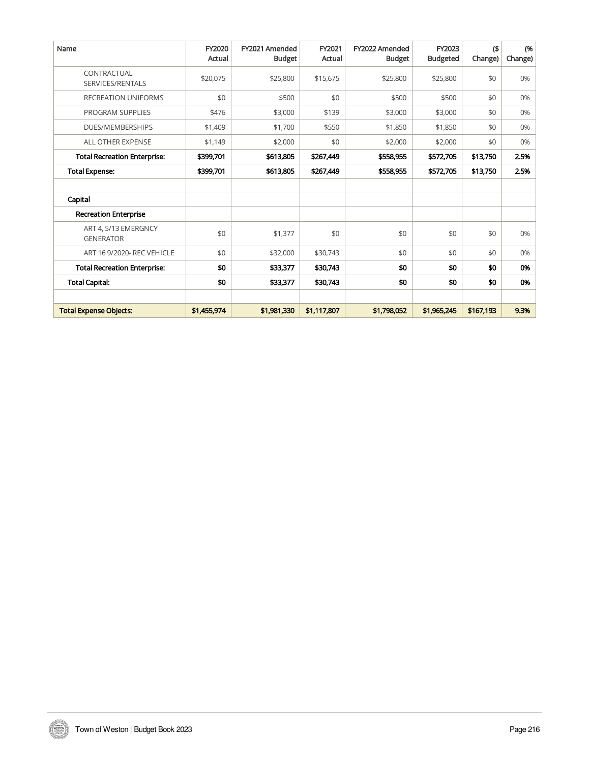| Name | FY2020 Actual | FY2021 Amended Budget | FY2021 Actual | FY2022 Amended Budget | FY2023 Budgeted | ($ Change) | (% Change) |
|---|---|---|---|---|---|---|---|
| CONTRACTUAL SERVICES/RENTALS | $20,075 | $25,800 | $15,675 | $25,800 | $25,800 | $0 | 0% |
| RECREATION UNIFORMS | $0 | $500 | $0 | $500 | $500 | $0 | 0% |
| PROGRAM SUPPLIES | $476 | $3,000 | $139 | $3,000 | $3,000 | $0 | 0% |
| DUES/MEMBERSHIPS | $1,409 | $1,700 | $550 | $1,850 | $1,850 | $0 | 0% |
| ALL OTHER EXPENSE | $1,149 | $2,000 | $0 | $2,000 | $2,000 | $0 | 0% |
| **Total Recreation Enterprise:** | **$399,701** | **$613,805** | **$267,449** | **$558,955** | **$572,705** | **$13,750** | **2.5%** |
| **Total Expense:** | **$399,701** | **$613,805** | **$267,449** | **$558,955** | **$572,705** | **$13,750** | **2.5%** |
| | | | | | | | |
| Capital | | | | | | | |
| Recreation Enterprise | | | | | | | |
| ART 4, 5/13 EMERGNCY GENERATOR | $0 | $1,377 | $0 | $0 | $0 | $0 | 0% |
| ART 16 9/2020- REC VEHICLE | $0 | $32,000 | $30,743 | $0 | $0 | $0 | 0% |
| **Total Recreation Enterprise:** | **$0** | **$33,377** | **$30,743** | **$0** | **$0** | **$0** | **0%** |
| **Total Capital:** | **$0** | **$33,377** | **$30,743** | **$0** | **$0** | **$0** | **0%** |
| | | | | | | | |
| **Total Expense Objects:** | **$1,455,974** | **$1,981,330** | **$1,117,807** | **$1,798,052** | **$1,965,245** | **$167,193** | **9.3%** |